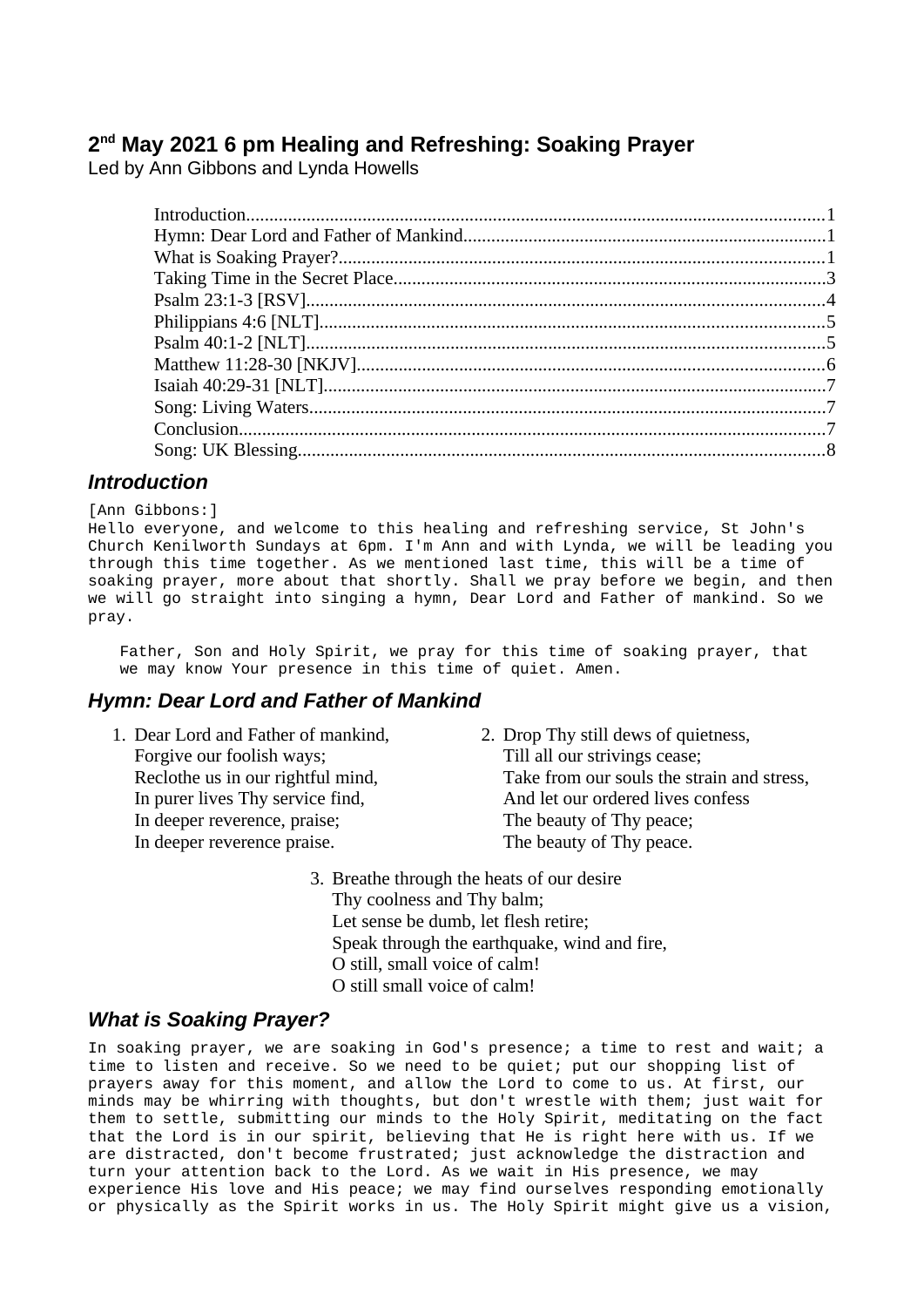## 2nd May 2021 6 pm Healing and Refreshing: Soaking Prayer

Led by Ann Gibbons and Lynda Howells

- Introduction.....1
- Hymn: Dear Lord and Father of Mankind.....1
- What is Soaking Prayer?.....1
- Taking Time in the Secret Place.....3
- Psalm 23:1-3 [RSV].....4
- Philippians 4:6 [NLT].....5
- Psalm 40:1-2 [NLT].....5
- Matthew 11:28-30 [NKJV].....6
- Isaiah 40:29-31 [NLT].....7
- Song: Living Waters.....7
- Conclusion.....7
- Song: UK Blessing.....8

### *Introduction*

[Ann Gibbons:]
Hello everyone, and welcome to this healing and refreshing service, St John's Church Kenilworth Sundays at 6pm. I'm Ann and with Lynda, we will be leading you through this time together. As we mentioned last time, this will be a time of soaking prayer, more about that shortly. Shall we pray before we begin, and then we will go straight into singing a hymn, Dear Lord and Father of mankind. So we pray.

> Father, Son and Holy Spirit, we pray for this time of soaking prayer, that we may know Your presence in this time of quiet. Amen.

### *Hymn: Dear Lord and Father of Mankind*

1. Dear Lord and Father of mankind,
   Forgive our foolish ways;
   Reclothe us in our rightful mind,
   In purer lives Thy service find,
   In deeper reverence, praise;
   In deeper reverence praise.

2. Drop Thy still dews of quietness,
   Till all our strivings cease;
   Take from our souls the strain and stress,
   And let our ordered lives confess
   The beauty of Thy peace;
   The beauty of Thy peace.

3. Breathe through the heats of our desire
   Thy coolness and Thy balm;
   Let sense be dumb, let flesh retire;
   Speak through the earthquake, wind and fire,
   O still, small voice of calm!
   O still small voice of calm!

### *What is Soaking Prayer?*

In soaking prayer, we are soaking in God's presence; a time to rest and wait; a time to listen and receive. So we need to be quiet; put our shopping list of prayers away for this moment, and allow the Lord to come to us. At first, our minds may be whirring with thoughts, but don't wrestle with them; just wait for them to settle, submitting our minds to the Holy Spirit, meditating on the fact that the Lord is in our spirit, believing that He is right here with us. If we are distracted, don't become frustrated; just acknowledge the distraction and turn your attention back to the Lord. As we wait in His presence, we may experience His love and His peace; we may find ourselves responding emotionally or physically as the Spirit works in us. The Holy Spirit might give us a vision,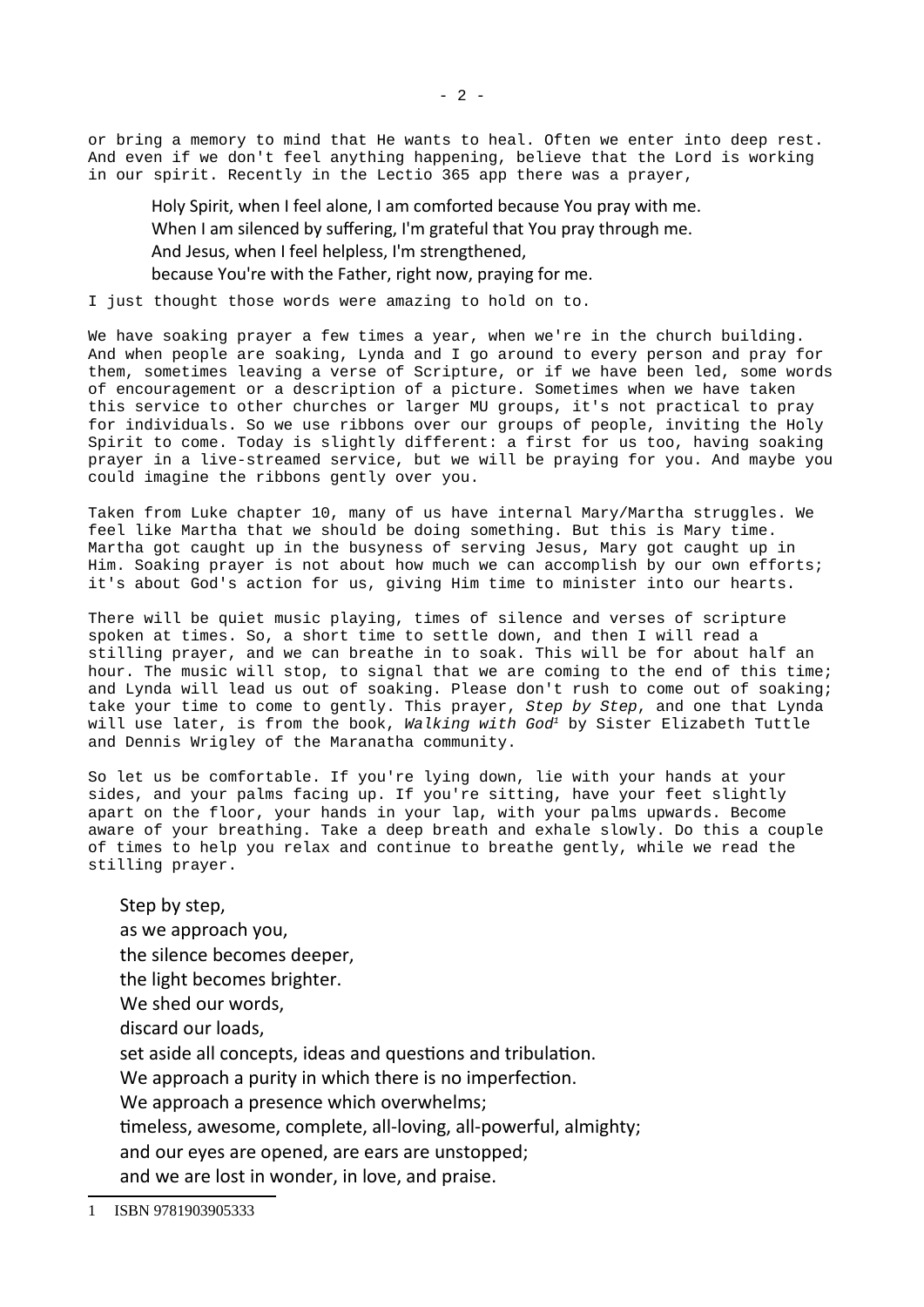or bring a memory to mind that He wants to heal. Often we enter into deep rest. And even if we don't feel anything happening, believe that the Lord is working in our spirit. Recently in the Lectio 365 app there was a prayer,

> Holy Spirit, when I feel alone, I am comforted because You pray with me.
> When I am silenced by suffering, I'm grateful that You pray through me.
> And Jesus, when I feel helpless, I'm strengthened,
> because You're with the Father, right now, praying for me.

I just thought those words were amazing to hold on to.

We have soaking prayer a few times a year, when we're in the church building. And when people are soaking, Lynda and I go around to every person and pray for them, sometimes leaving a verse of Scripture, or if we have been led, some words of encouragement or a description of a picture. Sometimes when we have taken this service to other churches or larger MU groups, it's not practical to pray for individuals. So we use ribbons over our groups of people, inviting the Holy Spirit to come. Today is slightly different: a first for us too, having soaking prayer in a live-streamed service, but we will be praying for you. And maybe you could imagine the ribbons gently over you.

Taken from Luke chapter 10, many of us have internal Mary/Martha struggles. We feel like Martha that we should be doing something. But this is Mary time. Martha got caught up in the busyness of serving Jesus, Mary got caught up in Him. Soaking prayer is not about how much we can accomplish by our own efforts; it's about God's action for us, giving Him time to minister into our hearts.

There will be quiet music playing, times of silence and verses of scripture spoken at times. So, a short time to settle down, and then I will read a stilling prayer, and we can breathe in to soak. This will be for about half an hour. The music will stop, to signal that we are coming to the end of this time; and Lynda will lead us out of soaking. Please don't rush to come out of soaking; take your time to come to gently. This prayer, *Step by Step*, and one that Lynda will use later, is from the book, *Walking with God*[1] by Sister Elizabeth Tuttle and Dennis Wrigley of the Maranatha community.

So let us be comfortable. If you're lying down, lie with your hands at your sides, and your palms facing up. If you're sitting, have your feet slightly apart on the floor, your hands in your lap, with your palms upwards. Become aware of your breathing. Take a deep breath and exhale slowly. Do this a couple of times to help you relax and continue to breathe gently, while we read the stilling prayer.

> Step by step,
> as we approach you,
> the silence becomes deeper,
> the light becomes brighter.
> We shed our words,
> discard our loads,
> set aside all concepts, ideas and questions and tribulation.
> We approach a purity in which there is no imperfection.
> We approach a presence which overwhelms;
> timeless, awesome, complete, all-loving, all-powerful, almighty;
> and our eyes are opened, are ears are unstopped;
> and we are lost in wonder, in love, and praise.

---

1 ISBN 9781903905333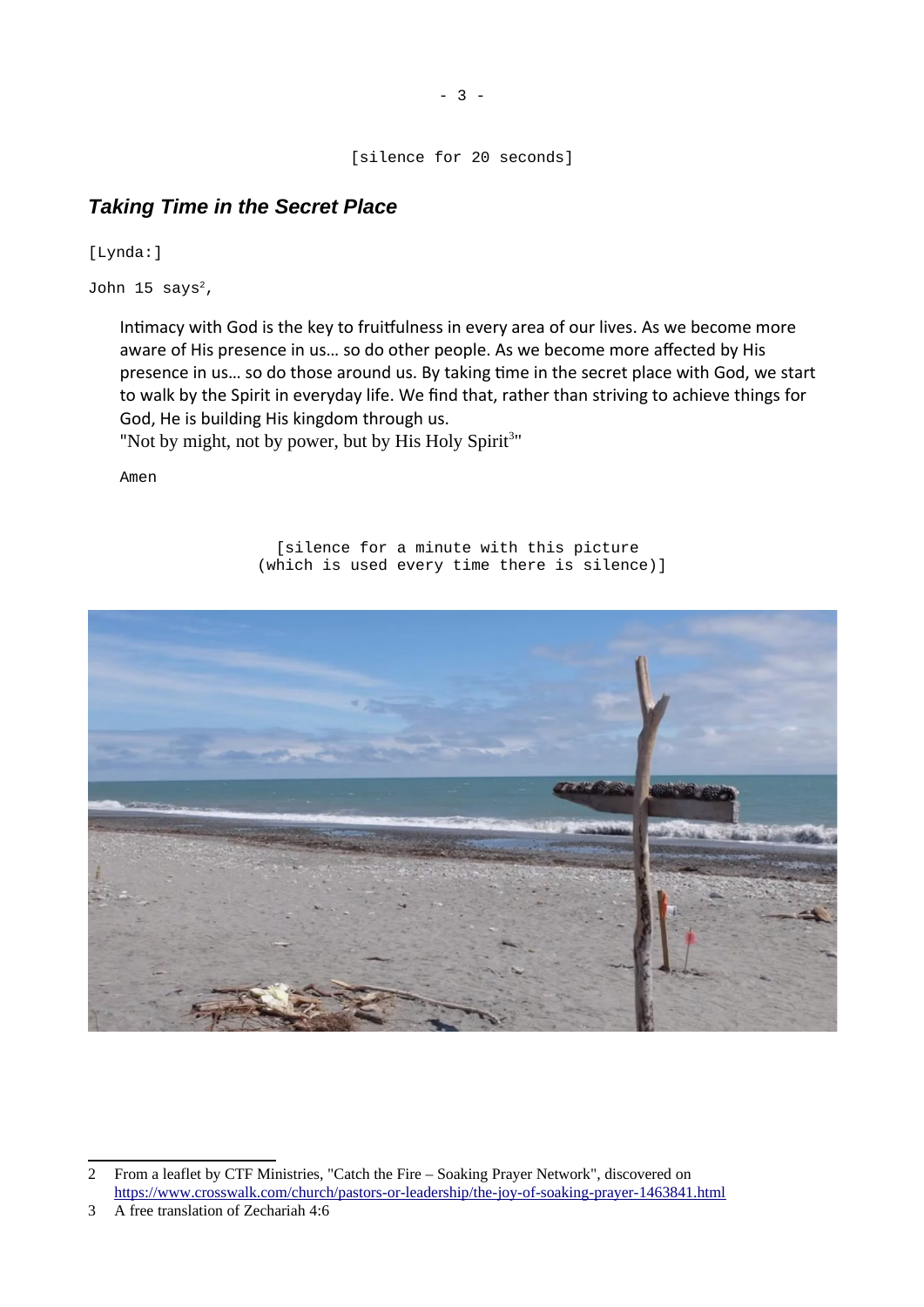[silence for 20 seconds]

### *Taking Time in the Secret Place*

[Lynda:]

John 15 says[2],

> Intimacy with God is the key to fruitfulness in every area of our lives. As we become more aware of His presence in us… so do other people. As we become more affected by His presence in us… so do those around us. By taking time in the secret place with God, we start to walk by the Spirit in everyday life. We find that, rather than striving to achieve things for God, He is building His kingdom through us.
> "Not by might, not by power, but by His Holy Spirit[3]"
>
> Amen

[silence for a minute with this picture
(which is used every time there is silence)]

---

2 From a leaflet by CTF Ministries, "Catch the Fire – Soaking Prayer Network", discovered on https://www.crosswalk.com/church/pastors-or-leadership/the-joy-of-soaking-prayer-1463841.html

3 A free translation of Zechariah 4:6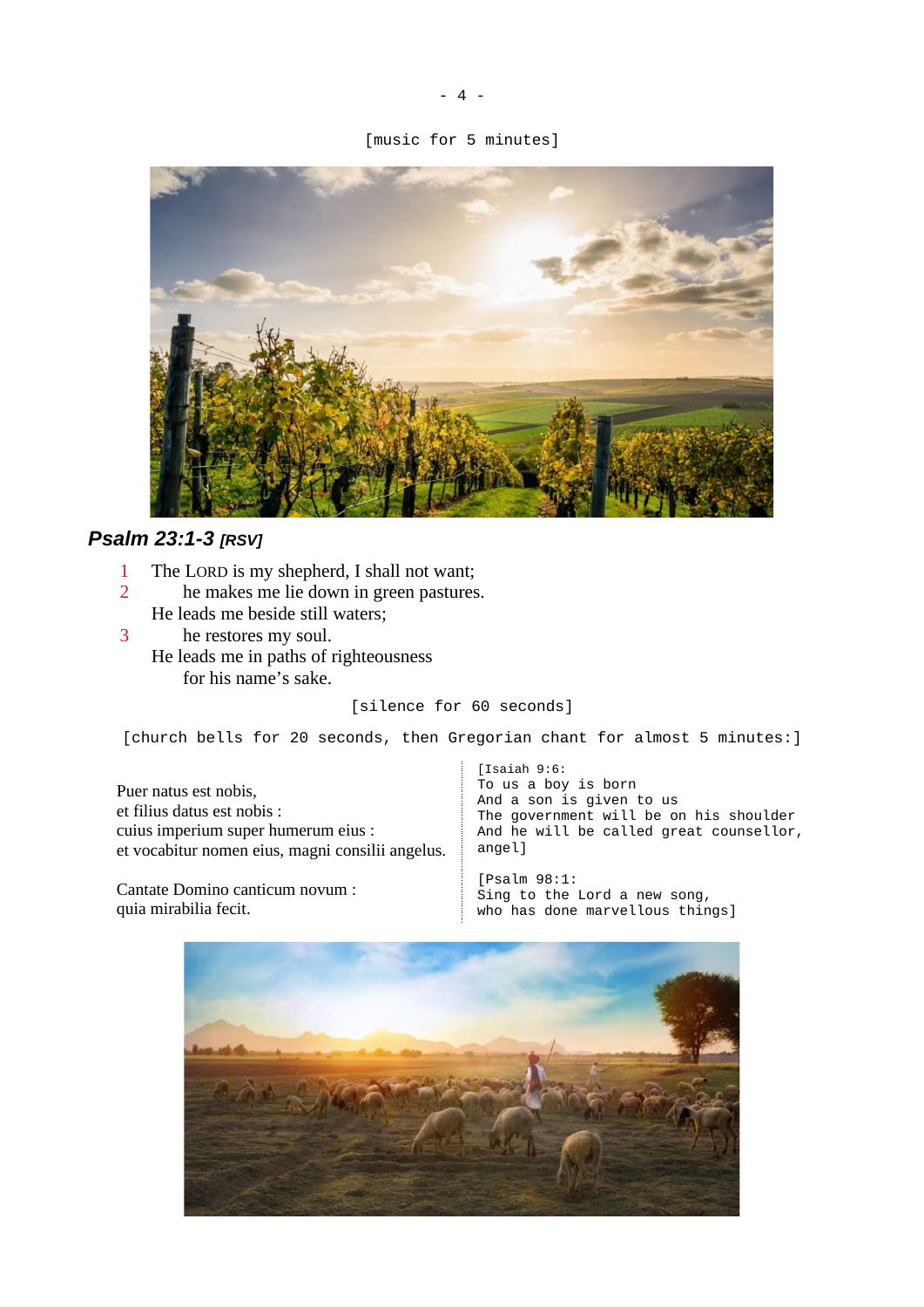[music for 5 minutes]

## *Psalm 23:1-3 [RSV]*

1 The LORD is my shepherd, I shall not want;
2 he makes me lie down in green pastures.
He leads me beside still waters;
3 he restores my soul.
He leads me in paths of righteousness
for his name's sake.

[silence for 60 seconds]

[church bells for 20 seconds, then Gregorian chant for almost 5 minutes:]

Puer natus est nobis,
et filius datus est nobis :
cuius imperium super humerum eius :
et vocabitur nomen eius, magni consilii angelus.

[Isaiah 9:6:
To us a boy is born
And a son is given to us
The government will be on his shoulder
And he will be called great counsellor, angel]

Cantate Domino canticum novum :
quia mirabilia fecit.

[Psalm 98:1:
Sing to the Lord a new song,
who has done marvellous things]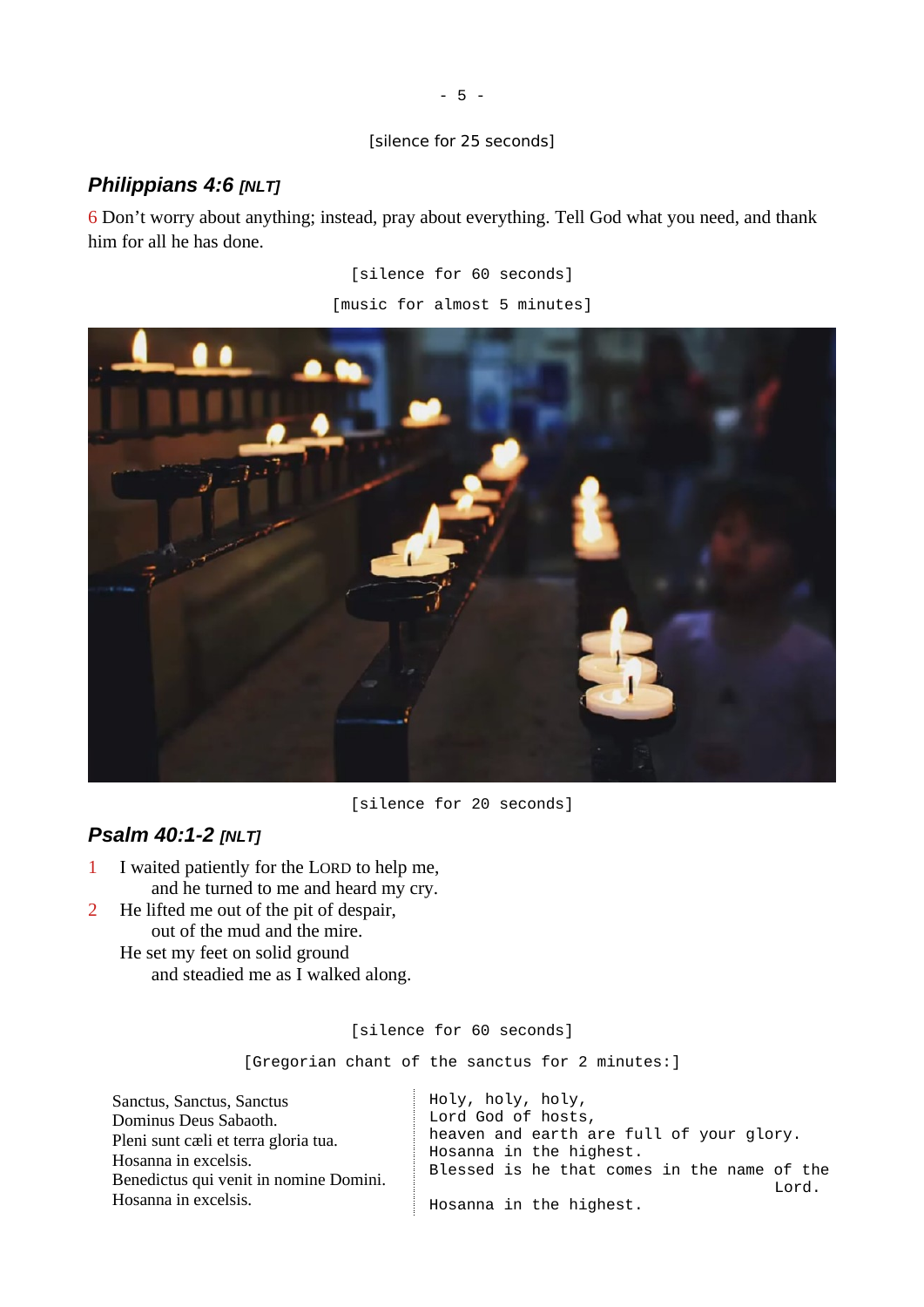[silence for 25 seconds]

### *Philippians 4:6 [NLT]*

6 Don’t worry about anything; instead, pray about everything. Tell God what you need, and thank him for all he has done.

[silence for 60 seconds]

[music for almost 5 minutes]

[silence for 20 seconds]

### *Psalm 40:1-2 [NLT]*

1 I waited patiently for the LORD to help me,
    and he turned to me and heard my cry.
2 He lifted me out of the pit of despair,
    out of the mud and the mire.
  He set my feet on solid ground
    and steadied me as I walked along.

[silence for 60 seconds]

[Gregorian chant of the sanctus for 2 minutes:]

| | |
|---|---|
| Sanctus, Sanctus, Sanctus | Holy, holy, holy, |
| Dominus Deus Sabaoth. | Lord God of hosts, |
| Pleni sunt cæli et terra gloria tua. | heaven and earth are full of your glory. |
| Hosanna in excelsis. | Hosanna in the highest. |
| Benedictus qui venit in nomine Domini. | Blessed is he that comes in the name of the Lord. |
| Hosanna in excelsis. | Hosanna in the highest. |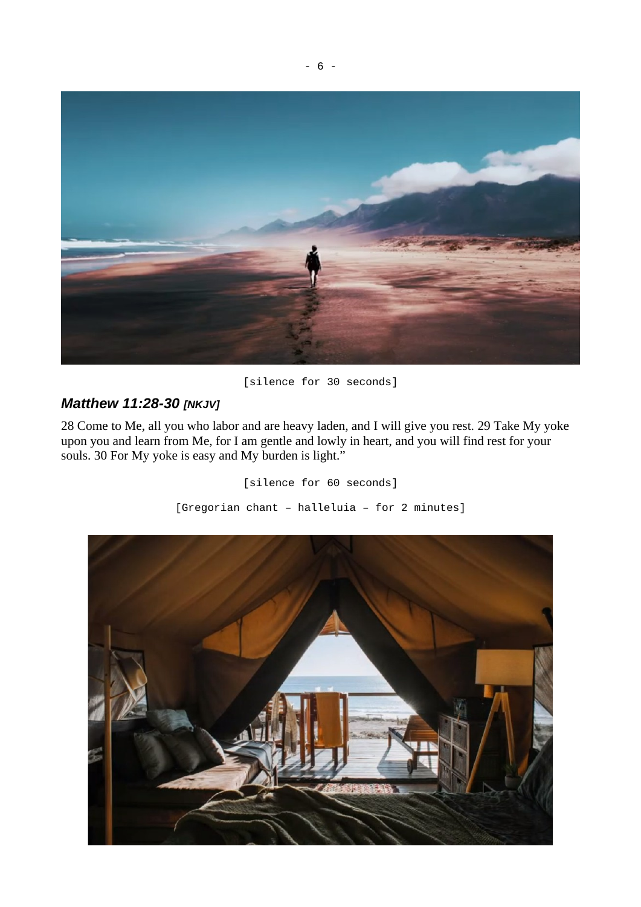[silence for 30 seconds]

### *Matthew 11:28-30 [NKJV]*

28 Come to Me, all you who labor and are heavy laden, and I will give you rest. 29 Take My yoke upon you and learn from Me, for I am gentle and lowly in heart, and you will find rest for your souls. 30 For My yoke is easy and My burden is light."

[silence for 60 seconds]

[Gregorian chant – halleluia – for 2 minutes]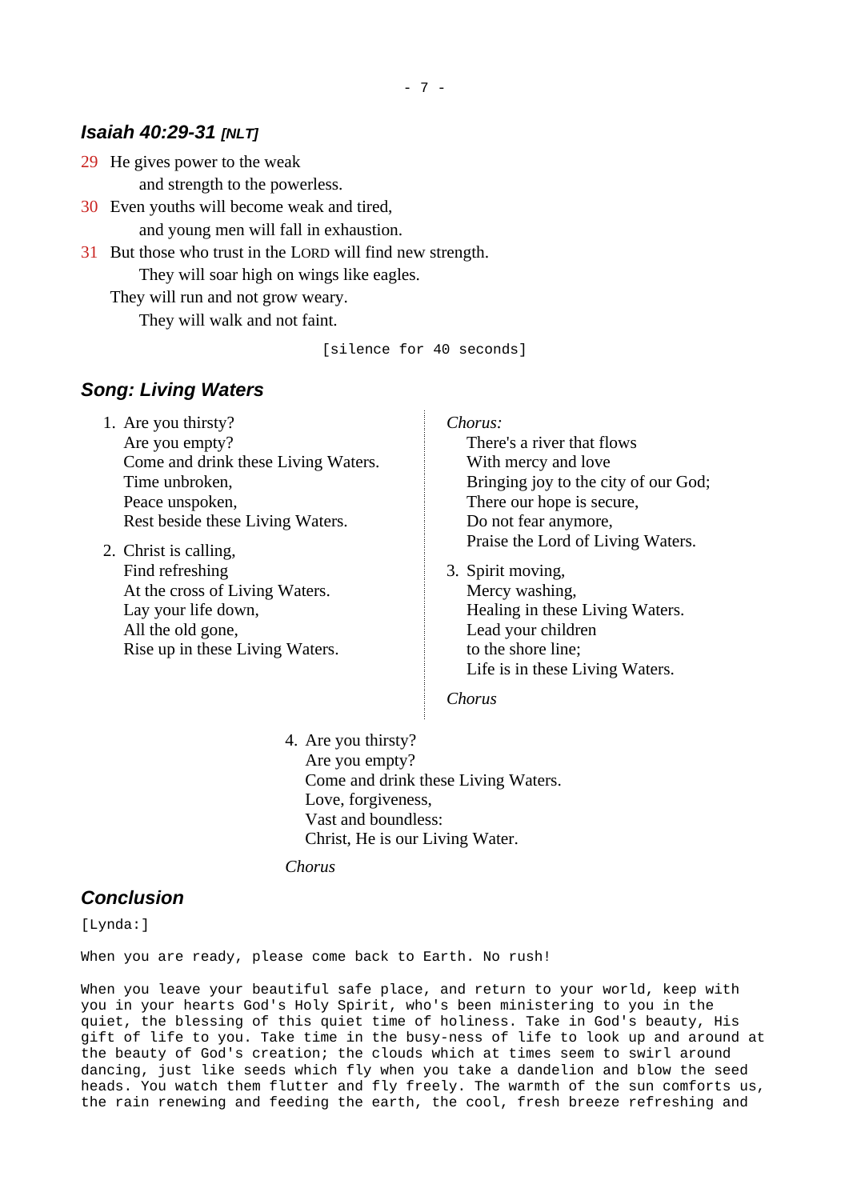## *Isaiah 40:29-31 [NLT]*

29 He gives power to the weak
    and strength to the powerless.
30 Even youths will become weak and tired,
    and young men will fall in exhaustion.
31 But those who trust in the LORD will find new strength.
    They will soar high on wings like eagles.
They will run and not grow weary.
    They will walk and not faint.

```
[silence for 40 seconds]
```

## *Song: Living Waters*

1. Are you thirsty?
   Are you empty?
   Come and drink these Living Waters.
   Time unbroken,
   Peace unspoken,
   Rest beside these Living Waters.

2. Christ is calling,
   Find refreshing
   At the cross of Living Waters.
   Lay your life down,
   All the old gone,
   Rise up in these Living Waters.

*Chorus:*
There's a river that flows
With mercy and love
Bringing joy to the city of our God;
There our hope is secure,
Do not fear anymore,
Praise the Lord of Living Waters.

3. Spirit moving,
   Mercy washing,
   Healing in these Living Waters.
   Lead your children
   to the shore line;
   Life is in these Living Waters.

*Chorus*

4. Are you thirsty?
   Are you empty?
   Come and drink these Living Waters.
   Love, forgiveness,
   Vast and boundless:
   Christ, He is our Living Water.

*Chorus*

## *Conclusion*

```
[Lynda:]

When you are ready, please come back to Earth. No rush!

When you leave your beautiful safe place, and return to your world, keep with
you in your hearts God's Holy Spirit, who's been ministering to you in the
quiet, the blessing of this quiet time of holiness. Take in God's beauty, His
gift of life to you. Take time in the busy-ness of life to look up and around at
the beauty of God's creation; the clouds which at times seem to swirl around
dancing, just like seeds which fly when you take a dandelion and blow the seed
heads. You watch them flutter and fly freely. The warmth of the sun comforts us,
the rain renewing and feeding the earth, the cool, fresh breeze refreshing and
```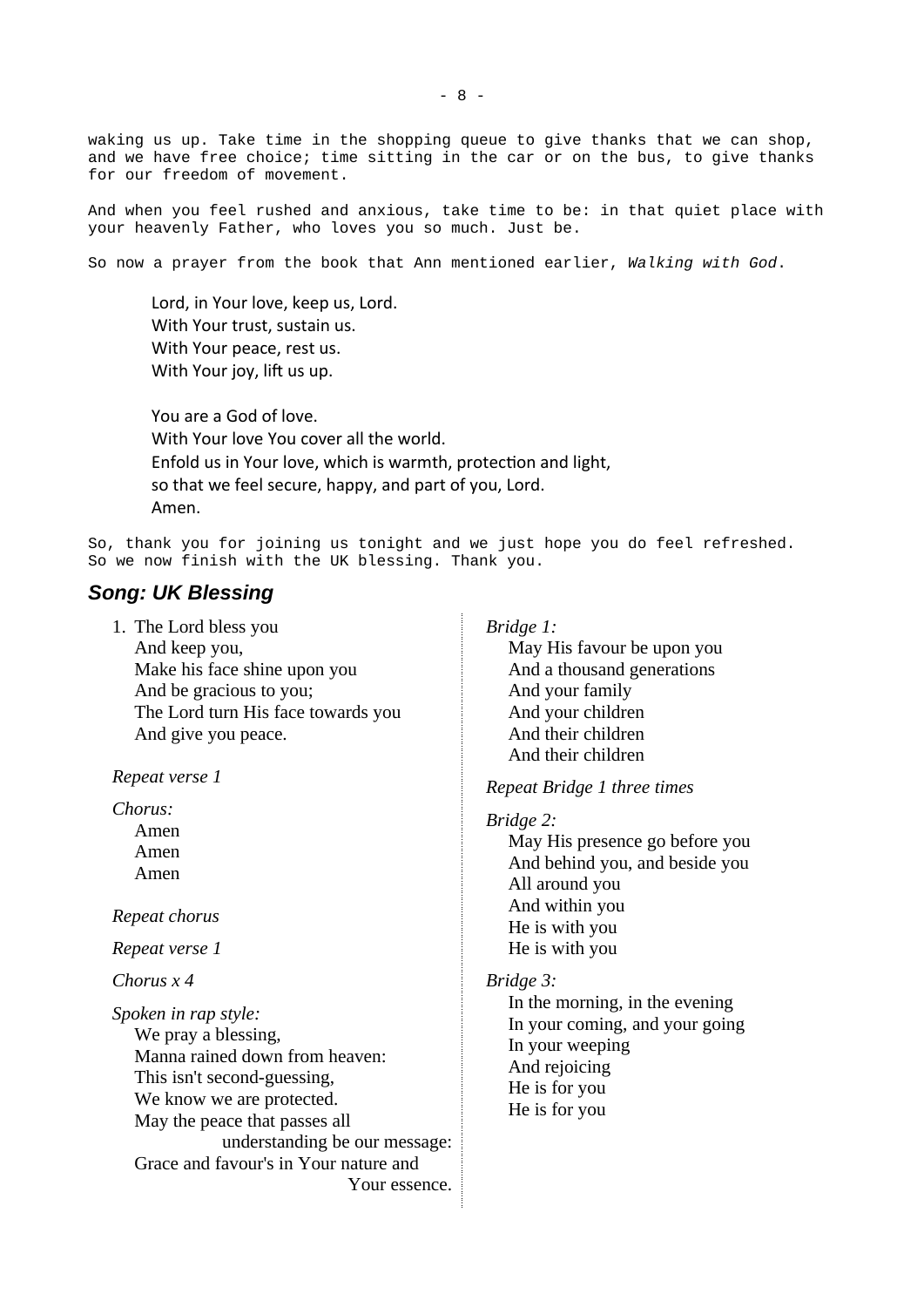waking us up. Take time in the shopping queue to give thanks that we can shop, and we have free choice; time sitting in the car or on the bus, to give thanks for our freedom of movement.

And when you feel rushed and anxious, take time to be: in that quiet place with your heavenly Father, who loves you so much. Just be.

So now a prayer from the book that Ann mentioned earlier, *Walking with God*.

> Lord, in Your love, keep us, Lord.
> With Your trust, sustain us.
> With Your peace, rest us.
> With Your joy, lift us up.
>
> You are a God of love.
> With Your love You cover all the world.
> Enfold us in Your love, which is warmth, protection and light,
> so that we feel secure, happy, and part of you, Lord.
> Amen.

So, thank you for joining us tonight and we just hope you do feel refreshed. So we now finish with the UK blessing. Thank you.

## *Song: UK Blessing*

1. The Lord bless you
   And keep you,
   Make his face shine upon you
   And be gracious to you;
   The Lord turn His face towards you
   And give you peace.

*Repeat verse 1*

*Chorus:*
Amen
Amen
Amen

*Repeat chorus*

*Repeat verse 1*

*Chorus x 4*

*Spoken in rap style:*
We pray a blessing,
Manna rained down from heaven:
This isn't second-guessing,
We know we are protected.
May the peace that passes all understanding be our message:
Grace and favour's in Your nature and Your essence.

*Bridge 1:*
May His favour be upon you
And a thousand generations
And your family
And your children
And their children
And their children

*Repeat Bridge 1 three times*

*Bridge 2:*
May His presence go before you
And behind you, and beside you
All around you
And within you
He is with you
He is with you

*Bridge 3:*
In the morning, in the evening
In your coming, and your going
In your weeping
And rejoicing
He is for you
He is for you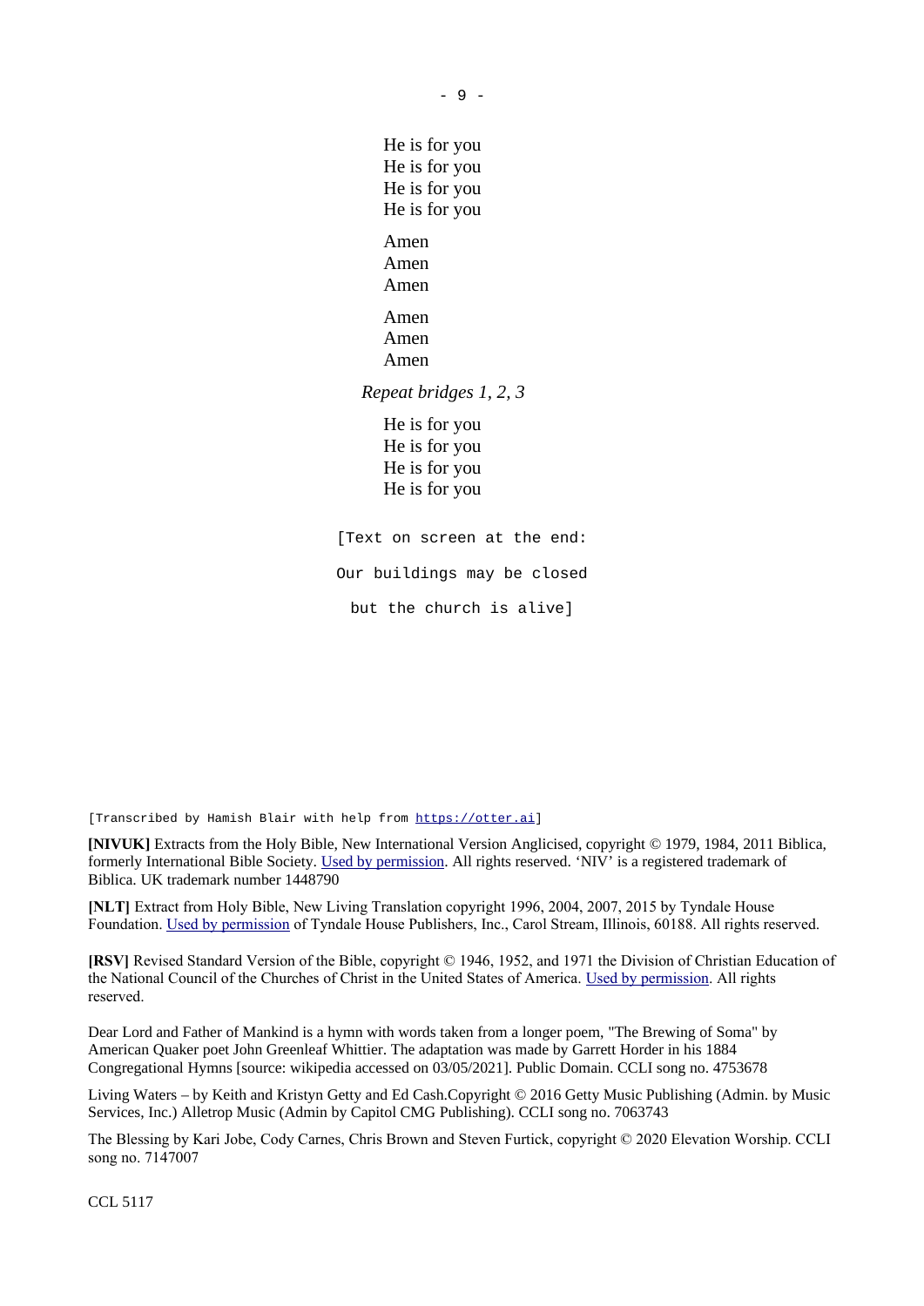He is for you
He is for you
He is for you
He is for you

Amen
Amen
Amen

Amen
Amen
Amen

*Repeat bridges 1, 2, 3*

He is for you
He is for you
He is for you
He is for you

```
[Text on screen at the end:

Our buildings may be closed

but the church is alive]
```

[Transcribed by Hamish Blair with help from [https://otter.ai](https://otter.ai)]

**[NIVUK]** Extracts from the Holy Bible, New International Version Anglicised, copyright © 1979, 1984, 2011 Biblica, formerly International Bible Society. Used by permission. All rights reserved. 'NIV' is a registered trademark of Biblica. UK trademark number 1448790

**[NLT]** Extract from Holy Bible, New Living Translation copyright 1996, 2004, 2007, 2015 by Tyndale House Foundation. Used by permission of Tyndale House Publishers, Inc., Carol Stream, Illinois, 60188. All rights reserved.

**[RSV]** Revised Standard Version of the Bible, copyright © 1946, 1952, and 1971 the Division of Christian Education of the National Council of the Churches of Christ in the United States of America. Used by permission. All rights reserved.

Dear Lord and Father of Mankind is a hymn with words taken from a longer poem, "The Brewing of Soma" by American Quaker poet John Greenleaf Whittier. The adaptation was made by Garrett Horder in his 1884 Congregational Hymns [source: wikipedia accessed on 03/05/2021]. Public Domain. CCLI song no. 4753678

Living Waters – by Keith and Kristyn Getty and Ed Cash.Copyright © 2016 Getty Music Publishing (Admin. by Music Services, Inc.) Alletrop Music (Admin by Capitol CMG Publishing). CCLI song no. 7063743

The Blessing by Kari Jobe, Cody Carnes, Chris Brown and Steven Furtick, copyright © 2020 Elevation Worship. CCLI song no. 7147007

CCL 5117